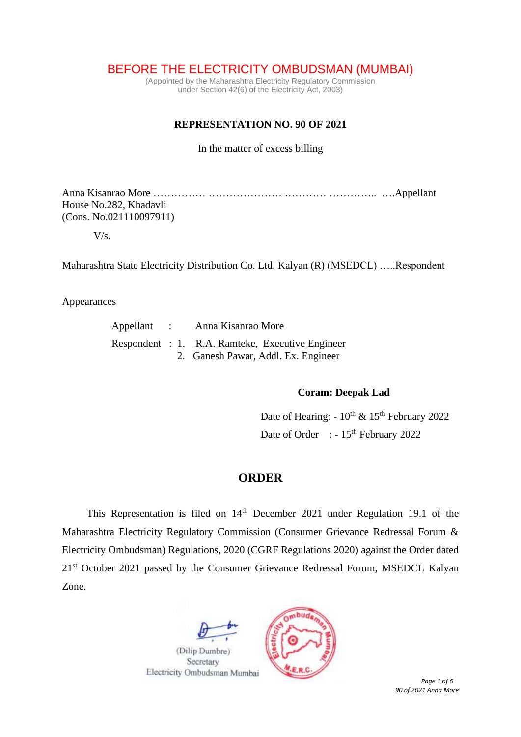# BEFORE THE ELECTRICITY OMBUDSMAN (MUMBAI)

(Appointed by the Maharashtra Electricity Regulatory Commission under Section 42(6) of the Electricity Act, 2003)

**REPRESENTATION NO. 90 OF 2021**

In the matter of excess billing

Anna Kisanrao More …………… ………………… ………… ………….. ….Appellant
House No.282, Khadavli
(Cons. No.021110097911)

V/s.

Maharashtra State Electricity Distribution Co. Ltd. Kalyan (R) (MSEDCL) …..Respondent

Appearances

Appellant : Anna Kisanrao More

Respondent : 1. R.A. Ramteke, Executive Engineer
2. Ganesh Pawar, Addl. Ex. Engineer

**Coram: Deepak Lad**

Date of Hearing: - 10th & 15th February 2022

Date of Order : - 15th February 2022

## ORDER

This Representation is filed on 14th December 2021 under Regulation 19.1 of the Maharashtra Electricity Regulatory Commission (Consumer Grievance Redressal Forum & Electricity Ombudsman) Regulations, 2020 (CGRF Regulations 2020) against the Order dated 21st October 2021 passed by the Consumer Grievance Redressal Forum, MSEDCL Kalyan Zone.

(Dilip Dumbre)
Secretary
Electricity Ombudsman Mumbai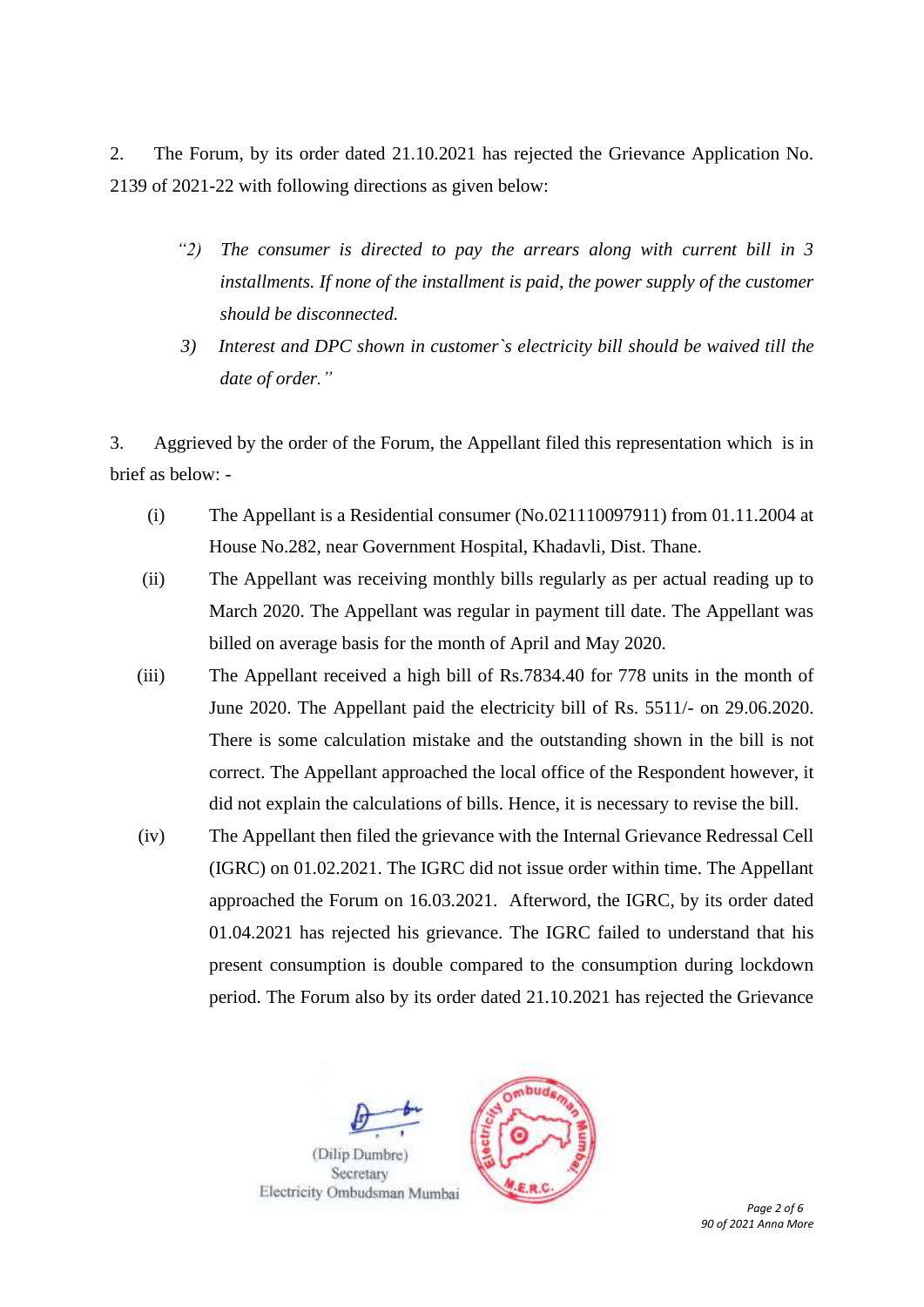2. The Forum, by its order dated 21.10.2021 has rejected the Grievance Application No. 2139 of 2021-22 with following directions as given below:

> *"2) The consumer is directed to pay the arrears along with current bill in 3 installments. If none of the installment is paid, the power supply of the customer should be disconnected.*
>
> *3) Interest and DPC shown in customer`s electricity bill should be waived till the date of order."*

3. Aggrieved by the order of the Forum, the Appellant filed this representation which is in brief as below: -

(i) The Appellant is a Residential consumer (No.021110097911) from 01.11.2004 at House No.282, near Government Hospital, Khadavli, Dist. Thane.

(ii) The Appellant was receiving monthly bills regularly as per actual reading up to March 2020. The Appellant was regular in payment till date. The Appellant was billed on average basis for the month of April and May 2020.

(iii) The Appellant received a high bill of Rs.7834.40 for 778 units in the month of June 2020. The Appellant paid the electricity bill of Rs. 5511/- on 29.06.2020. There is some calculation mistake and the outstanding shown in the bill is not correct. The Appellant approached the local office of the Respondent however, it did not explain the calculations of bills. Hence, it is necessary to revise the bill.

(iv) The Appellant then filed the grievance with the Internal Grievance Redressal Cell (IGRC) on 01.02.2021. The IGRC did not issue order within time. The Appellant approached the Forum on 16.03.2021. Afterword, the IGRC, by its order dated 01.04.2021 has rejected his grievance. The IGRC failed to understand that his present consumption is double compared to the consumption during lockdown period. The Forum also by its order dated 21.10.2021 has rejected the Grievance

(Dilip Dumbre)
Secretary
Electricity Ombudsman Mumbai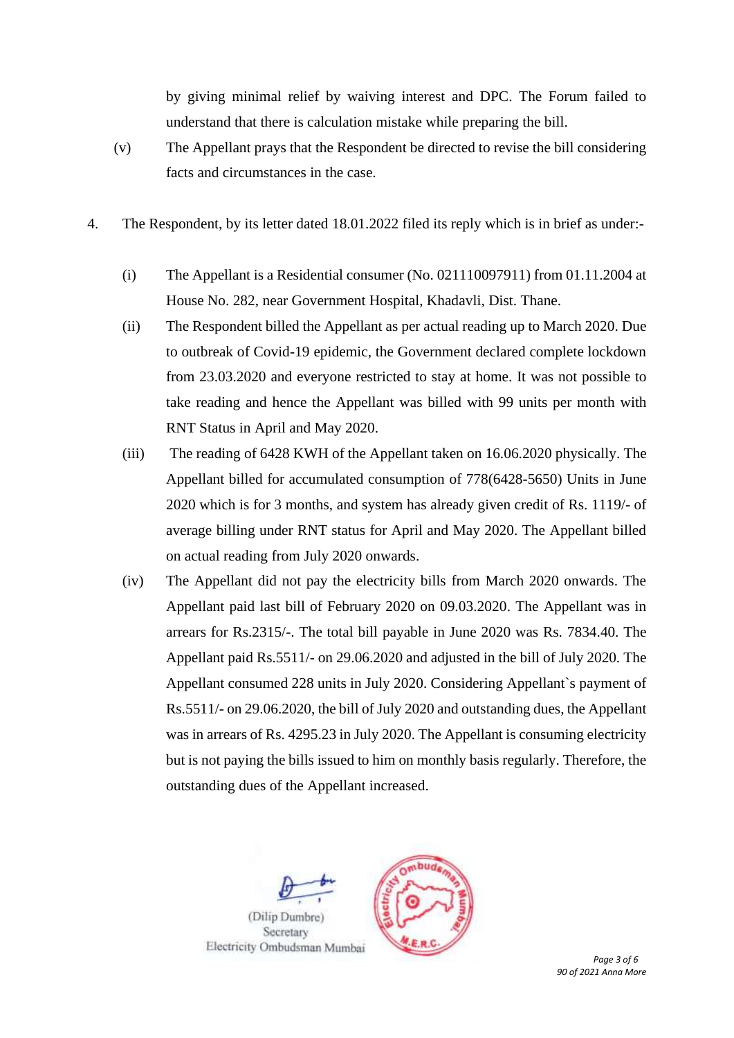by giving minimal relief by waiving interest and DPC. The Forum failed to understand that there is calculation mistake while preparing the bill.

(v) The Appellant prays that the Respondent be directed to revise the bill considering facts and circumstances in the case.

4. The Respondent, by its letter dated 18.01.2022 filed its reply which is in brief as under:-

(i) The Appellant is a Residential consumer (No. 021110097911) from 01.11.2004 at House No. 282, near Government Hospital, Khadavli, Dist. Thane.

(ii) The Respondent billed the Appellant as per actual reading up to March 2020. Due to outbreak of Covid-19 epidemic, the Government declared complete lockdown from 23.03.2020 and everyone restricted to stay at home. It was not possible to take reading and hence the Appellant was billed with 99 units per month with RNT Status in April and May 2020.

(iii) The reading of 6428 KWH of the Appellant taken on 16.06.2020 physically. The Appellant billed for accumulated consumption of 778(6428-5650) Units in June 2020 which is for 3 months, and system has already given credit of Rs. 1119/- of average billing under RNT status for April and May 2020. The Appellant billed on actual reading from July 2020 onwards.

(iv) The Appellant did not pay the electricity bills from March 2020 onwards. The Appellant paid last bill of February 2020 on 09.03.2020. The Appellant was in arrears for Rs.2315/-. The total bill payable in June 2020 was Rs. 7834.40. The Appellant paid Rs.5511/- on 29.06.2020 and adjusted in the bill of July 2020. The Appellant consumed 228 units in July 2020. Considering Appellant`s payment of Rs.5511/- on 29.06.2020, the bill of July 2020 and outstanding dues, the Appellant was in arrears of Rs. 4295.23 in July 2020. The Appellant is consuming electricity but is not paying the bills issued to him on monthly basis regularly. Therefore, the outstanding dues of the Appellant increased.

(Dilip Dumbre)
Secretary
Electricity Ombudsman Mumbai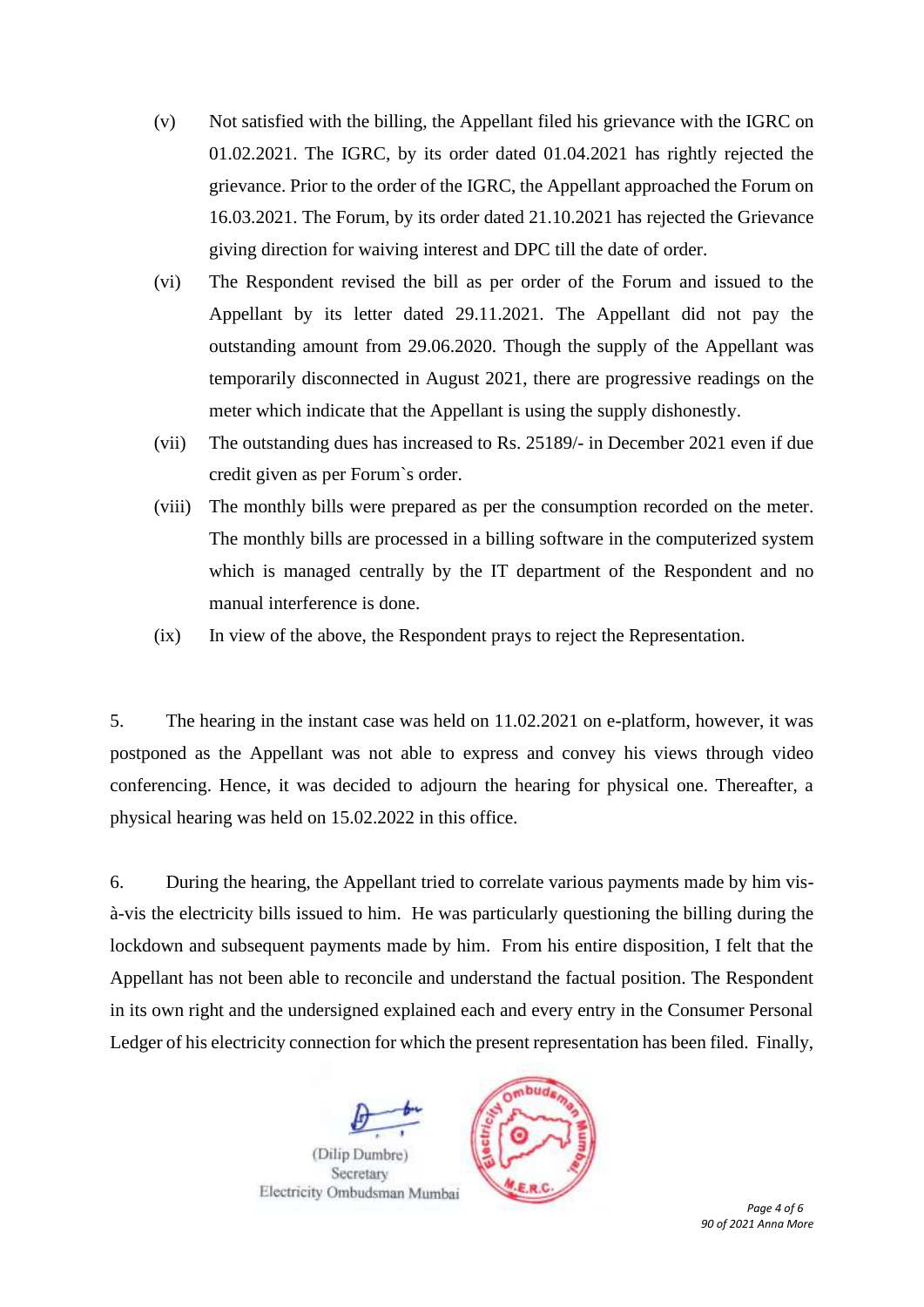(v) Not satisfied with the billing, the Appellant filed his grievance with the IGRC on 01.02.2021. The IGRC, by its order dated 01.04.2021 has rightly rejected the grievance. Prior to the order of the IGRC, the Appellant approached the Forum on 16.03.2021. The Forum, by its order dated 21.10.2021 has rejected the Grievance giving direction for waiving interest and DPC till the date of order.

(vi) The Respondent revised the bill as per order of the Forum and issued to the Appellant by its letter dated 29.11.2021. The Appellant did not pay the outstanding amount from 29.06.2020. Though the supply of the Appellant was temporarily disconnected in August 2021, there are progressive readings on the meter which indicate that the Appellant is using the supply dishonestly.

(vii) The outstanding dues has increased to Rs. 25189/- in December 2021 even if due credit given as per Forum`s order.

(viii) The monthly bills were prepared as per the consumption recorded on the meter. The monthly bills are processed in a billing software in the computerized system which is managed centrally by the IT department of the Respondent and no manual interference is done.

(ix) In view of the above, the Respondent prays to reject the Representation.

5. The hearing in the instant case was held on 11.02.2021 on e-platform, however, it was postponed as the Appellant was not able to express and convey his views through video conferencing. Hence, it was decided to adjourn the hearing for physical one. Thereafter, a physical hearing was held on 15.02.2022 in this office.

6. During the hearing, the Appellant tried to correlate various payments made by him vis-à-vis the electricity bills issued to him. He was particularly questioning the billing during the lockdown and subsequent payments made by him. From his entire disposition, I felt that the Appellant has not been able to reconcile and understand the factual position. The Respondent in its own right and the undersigned explained each and every entry in the Consumer Personal Ledger of his electricity connection for which the present representation has been filed. Finally,

(Dilip Dumbre)
Secretary
Electricity Ombudsman Mumbai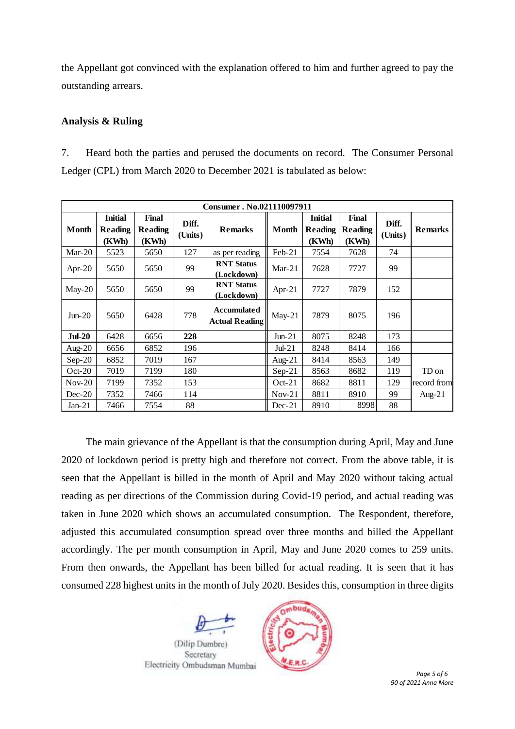the Appellant got convinced with the explanation offered to him and further agreed to pay the outstanding arrears.

**Analysis & Ruling**

7. Heard both the parties and perused the documents on record. The Consumer Personal Ledger (CPL) from March 2020 to December 2021 is tabulated as below:

| **Consumer . No.021110097911** | | | | | | | | | |
|---|---|---|---|---|---|---|---|---|---|
| **Month** | **Initial Reading (KWh)** | **Final Reading (KWh)** | **Diff. (Units)** | **Remarks** | **Month** | **Initial Reading (KWh)** | **Final Reading (KWh)** | **Diff. (Units)** | **Remarks** |
| Mar-20 | 5523 | 5650 | 127 | as per reading | Feb-21 | 7554 | 7628 | 74 | |
| Apr-20 | 5650 | 5650 | 99 | **RNT Status (Lockdown)** | Mar-21 | 7628 | 7727 | 99 | |
| May-20 | 5650 | 5650 | 99 | **RNT Status (Lockdown)** | Apr-21 | 7727 | 7879 | 152 | |
| Jun-20 | 5650 | 6428 | 778 | **Accumulated Actual Reading** | May-21 | 7879 | 8075 | 196 | |
| **Jul-20** | 6428 | 6656 | **228** | | Jun-21 | 8075 | 8248 | 173 | |
| Aug-20 | 6656 | 6852 | 196 | | Jul-21 | 8248 | 8414 | 166 | |
| Sep-20 | 6852 | 7019 | 167 | | Aug-21 | 8414 | 8563 | 149 | TD on record from Aug-21 |
| Oct-20 | 7019 | 7199 | 180 | | Sep-21 | 8563 | 8682 | 119 | |
| Nov-20 | 7199 | 7352 | 153 | | Oct-21 | 8682 | 8811 | 129 | |
| Dec-20 | 7352 | 7466 | 114 | | Nov-21 | 8811 | 8910 | 99 | |
| Jan-21 | 7466 | 7554 | 88 | | Dec-21 | 8910 | 8998 | 88 | |

The main grievance of the Appellant is that the consumption during April, May and June 2020 of lockdown period is pretty high and therefore not correct. From the above table, it is seen that the Appellant is billed in the month of April and May 2020 without taking actual reading as per directions of the Commission during Covid-19 period, and actual reading was taken in June 2020 which shows an accumulated consumption. The Respondent, therefore, adjusted this accumulated consumption spread over three months and billed the Appellant accordingly. The per month consumption in April, May and June 2020 comes to 259 units. From then onwards, the Appellant has been billed for actual reading. It is seen that it has consumed 228 highest units in the month of July 2020. Besides this, consumption in three digits

(Dilip Dumbre)
Secretary
Electricity Ombudsman Mumbai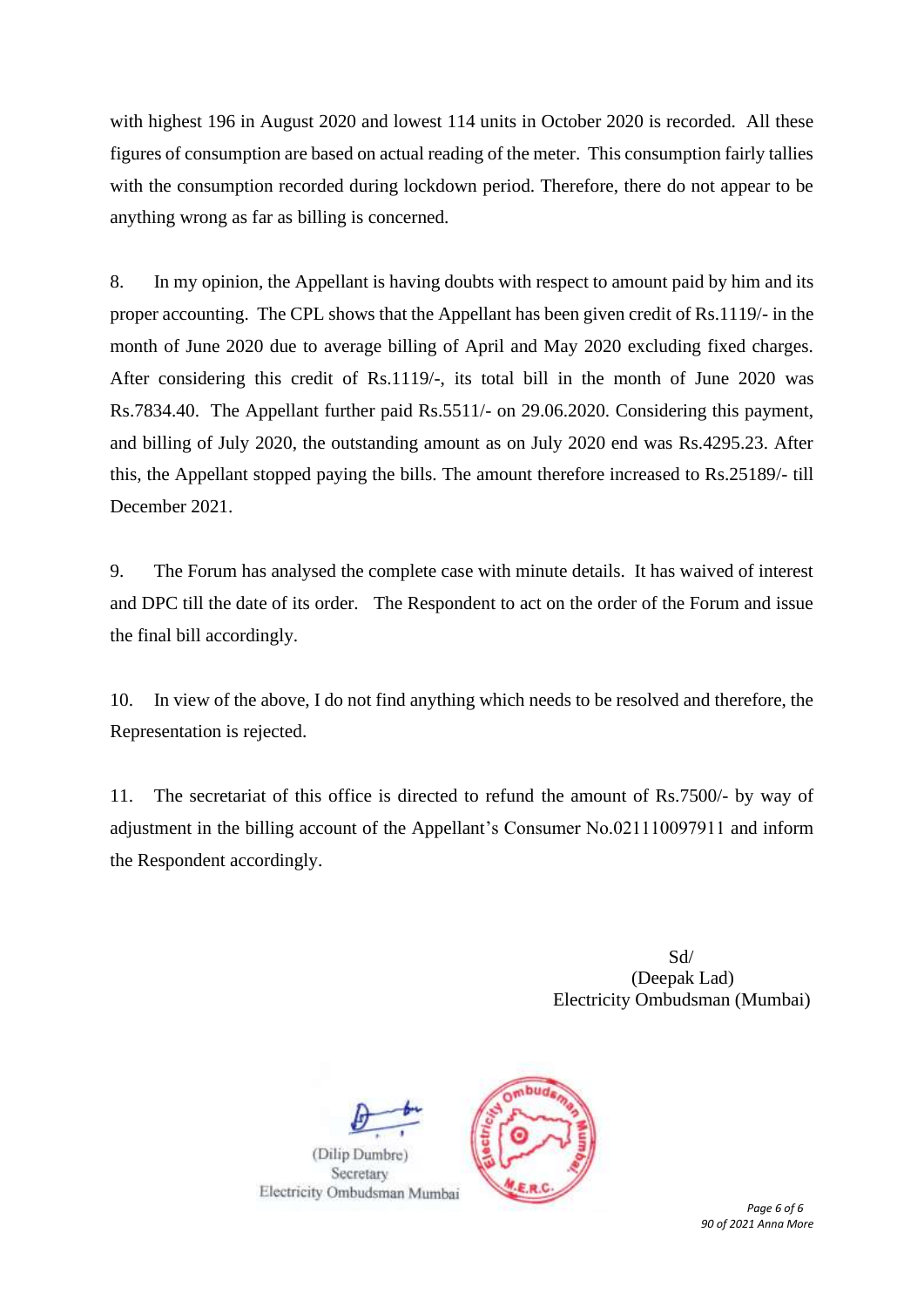with highest 196 in August 2020 and lowest 114 units in October 2020 is recorded. All these figures of consumption are based on actual reading of the meter. This consumption fairly tallies with the consumption recorded during lockdown period. Therefore, there do not appear to be anything wrong as far as billing is concerned.

8. In my opinion, the Appellant is having doubts with respect to amount paid by him and its proper accounting. The CPL shows that the Appellant has been given credit of Rs.1119/- in the month of June 2020 due to average billing of April and May 2020 excluding fixed charges. After considering this credit of Rs.1119/-, its total bill in the month of June 2020 was Rs.7834.40. The Appellant further paid Rs.5511/- on 29.06.2020. Considering this payment, and billing of July 2020, the outstanding amount as on July 2020 end was Rs.4295.23. After this, the Appellant stopped paying the bills. The amount therefore increased to Rs.25189/- till December 2021.

9. The Forum has analysed the complete case with minute details. It has waived of interest and DPC till the date of its order. The Respondent to act on the order of the Forum and issue the final bill accordingly.

10. In view of the above, I do not find anything which needs to be resolved and therefore, the Representation is rejected.

11. The secretariat of this office is directed to refund the amount of Rs.7500/- by way of adjustment in the billing account of the Appellant's Consumer No.021110097911 and inform the Respondent accordingly.

Sd/
(Deepak Lad)
Electricity Ombudsman (Mumbai)

(Dilip Dumbre)
Secretary
Electricity Ombudsman Mumbai